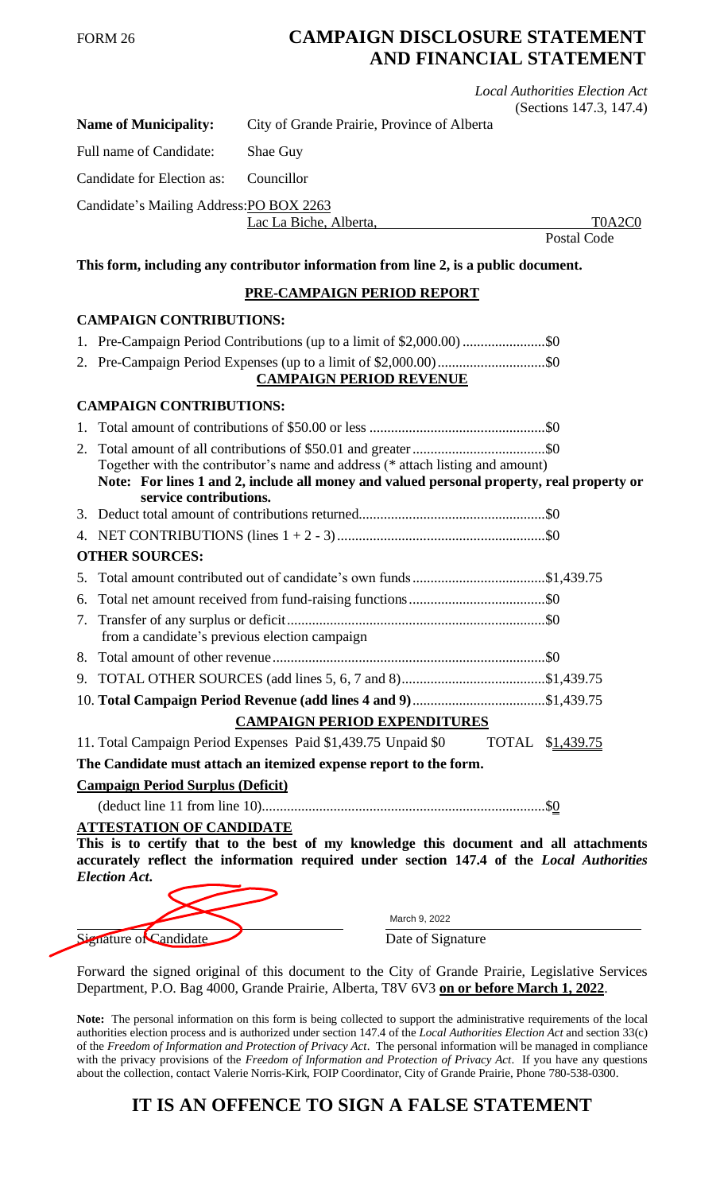FORM 26

# CAMPAIGN DISCLOSURE STATEMENT AND FINANCIAL STATEMENT

*Local Authorities Election Act*
(Sections 147.3, 147.4)

**Name of Municipality:** City of Grande Prairie, Province of Alberta

Full name of Candidate: Shae Guy

Candidate for Election as: Councillor

Candidate's Mailing Address: PO BOX 2263
Lac La Biche, Alberta, T0A2C0
Postal Code

**This form, including any contributor information from line 2, is a public document.**

## PRE-CAMPAIGN PERIOD REPORT

### CAMPAIGN CONTRIBUTIONS:

1. Pre-Campaign Period Contributions (up to a limit of $2,000.00) ....................... $0
2. Pre-Campaign Period Expenses (up to a limit of $2,000.00) .............................. $0

## CAMPAIGN PERIOD REVENUE

### CAMPAIGN CONTRIBUTIONS:

1. Total amount of contributions of $50.00 or less ................................................ $0
2. Total amount of all contributions of $50.01 and greater ..................................... $0
   Together with the contributor's name and address (* attach listing and amount)
   **Note: For lines 1 and 2, include all money and valued personal property, real property or service contributions.**
3. Deduct total amount of contributions returned.................................................... $0
4. NET CONTRIBUTIONS (lines 1 + 2 - 3).......................................................... $0

### OTHER SOURCES:

5. Total amount contributed out of candidate's own funds ..................................... $1,439.75
6. Total net amount received from fund-raising functions ...................................... $0
7. Transfer of any surplus or deficit........................................................................ $0
   from a candidate's previous election campaign
8. Total amount of other revenue ........................................................................... $0
9. TOTAL OTHER SOURCES (add lines 5, 6, 7 and 8)........................................ $1,439.75
10. **Total Campaign Period Revenue (add lines 4 and 9)**.................................... $1,439.75

## CAMPAIGN PERIOD EXPENDITURES

11. Total Campaign Period Expenses Paid $1,439.75 Unpaid $0 TOTAL $1,439.75

**The Candidate must attach an itemized expense report to the form.**

**Campaign Period Surplus (Deficit)**

(deduct line 11 from line 10)............................................................................... $0

### ATTESTATION OF CANDIDATE

**This is to certify that to the best of my knowledge this document and all attachments accurately reflect the information required under section 147.4 of the *Local Authorities Election Act*.**

Signature of Candidate

March 9, 2022
Date of Signature

Forward the signed original of this document to the City of Grande Prairie, Legislative Services Department, P.O. Bag 4000, Grande Prairie, Alberta, T8V 6V3 **on or before March 1, 2022**.

**Note:** The personal information on this form is being collected to support the administrative requirements of the local authorities election process and is authorized under section 147.4 of the *Local Authorities Election Act* and section 33(c) of the *Freedom of Information and Protection of Privacy Act*. The personal information will be managed in compliance with the privacy provisions of the *Freedom of Information and Protection of Privacy Act*. If you have any questions about the collection, contact Valerie Norris-Kirk, FOIP Coordinator, City of Grande Prairie, Phone 780-538-0300.

## IT IS AN OFFENCE TO SIGN A FALSE STATEMENT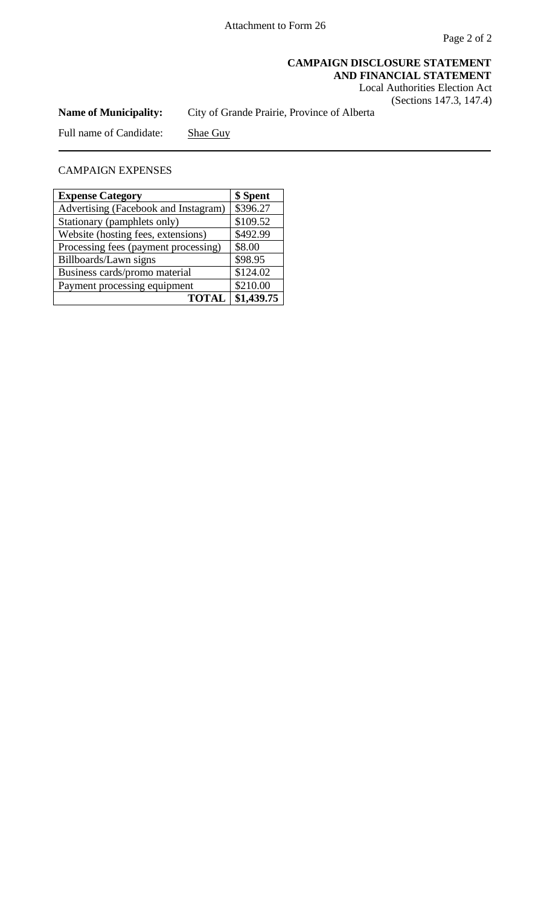Attachment to Form 26

**CAMPAIGN DISCLOSURE STATEMENT**
**AND FINANCIAL STATEMENT**
Local Authorities Election Act
(Sections 147.3, 147.4)

**Name of Municipality:** City of Grande Prairie, Province of Alberta

Full name of Candidate: Shae Guy

---

CAMPAIGN EXPENSES

| **Expense Category** | **$ Spent** |
|---|---|
| Advertising (Facebook and Instagram) | $396.27 |
| Stationary (pamphlets only) | $109.52 |
| Website (hosting fees, extensions) | $492.99 |
| Processing fees (payment processing) | $8.00 |
| Billboards/Lawn signs | $98.95 |
| Business cards/promo material | $124.02 |
| Payment processing equipment | $210.00 |
| **TOTAL** | **$1,439.75** |